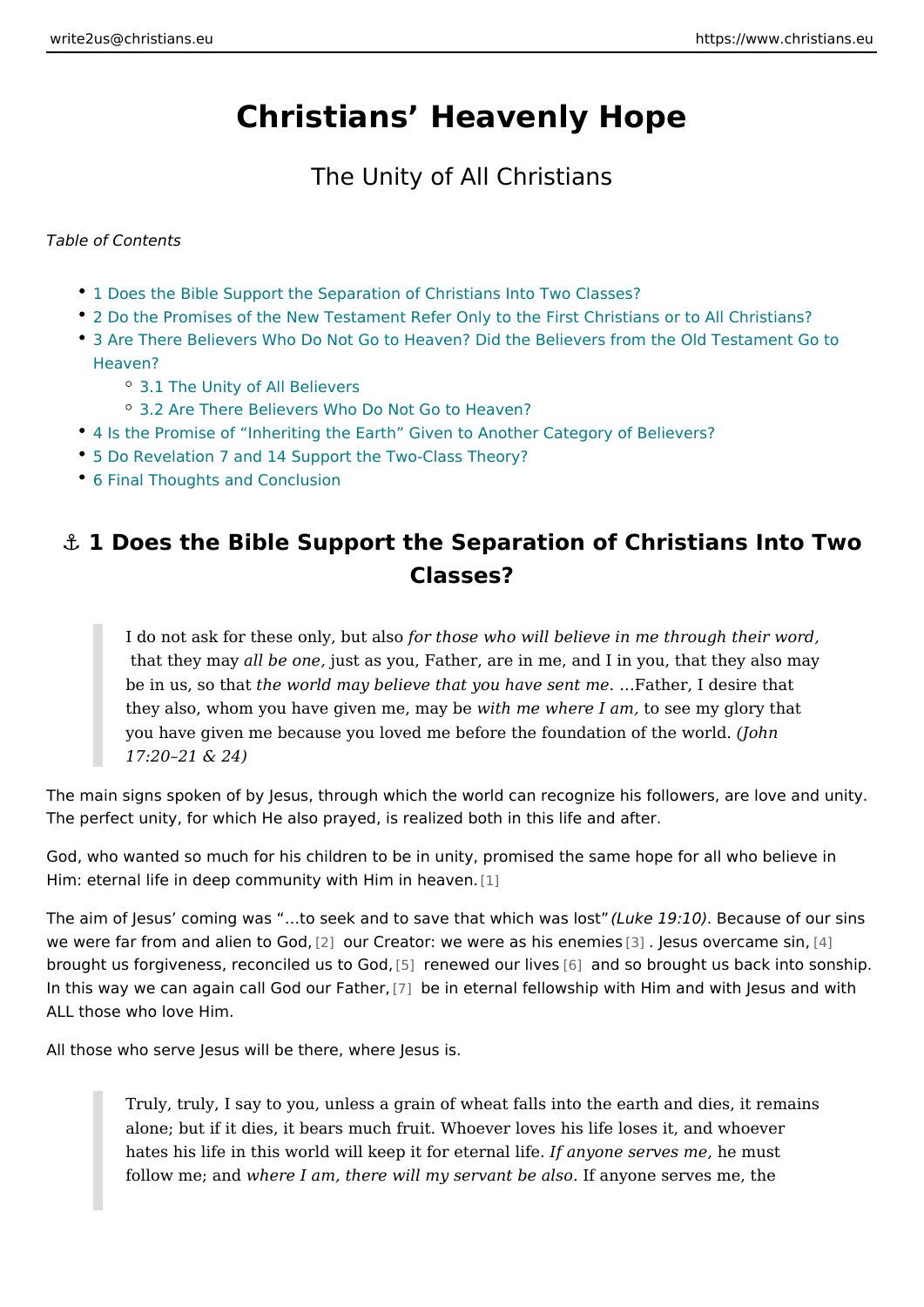# Christians' Heavenly Hope

The Unity of All Christians

*Table of Contents*

- 1 Does the Bible Support the Separation of Christians Into Two Classes?
- 2 Do the Promises of the New Testament Refer Only to the First Christians or to All Christians?
- 3 Are There Believers Who Do Not Go to Heaven? Did the Believers from the Old Testament Go to Heaven?
  - 3.1 The Unity of All Believers
  - 3.2 Are There Believers Who Do Not Go to Heaven?
- 4 Is the Promise of "Inheriting the Earth" Given to Another Category of Believers?
- 5 Do Revelation 7 and 14 Support the Two-Class Theory?
- 6 Final Thoughts and Conclusion

## ⚓ 1 Does the Bible Support the Separation of Christians Into Two Classes?

> I do not ask for these only, but also *for those who will believe in me through their word,* that they may *all be one,* just as you, Father, are in me, and I in you, that they also may be in us, so that *the world may believe that you have sent me.* …Father, I desire that they also, whom you have given me, may be *with me where I am,* to see my glory that you have given me because you loved me before the foundation of the world. *(John 17:20–21 & 24)*

The main signs spoken of by Jesus, through which the world can recognize his followers, are love and unity. The perfect unity, for which He also prayed, is realized both in this life and after.

God, who wanted so much for his children to be in unity, promised the same hope for all who believe in Him: eternal life in deep community with Him in heaven.[1]

The aim of Jesus' coming was "…to seek and to save that which was lost" *(Luke 19:10)*. Because of our sins we were far from and alien to God,[2] our Creator: we were as his enemies[3]. Jesus overcame sin,[4] brought us forgiveness, reconciled us to God,[5] renewed our lives[6] and so brought us back into sonship. In this way we can again call God our Father,[7] be in eternal fellowship with Him and with Jesus and with ALL those who love Him.

All those who serve Jesus will be there, where Jesus is.

> Truly, truly, I say to you, unless a grain of wheat falls into the earth and dies, it remains alone; but if it dies, it bears much fruit. Whoever loves his life loses it, and whoever hates his life in this world will keep it for eternal life. *If anyone serves me,* he must follow me; and *where I am, there will my servant be also*. If anyone serves me, the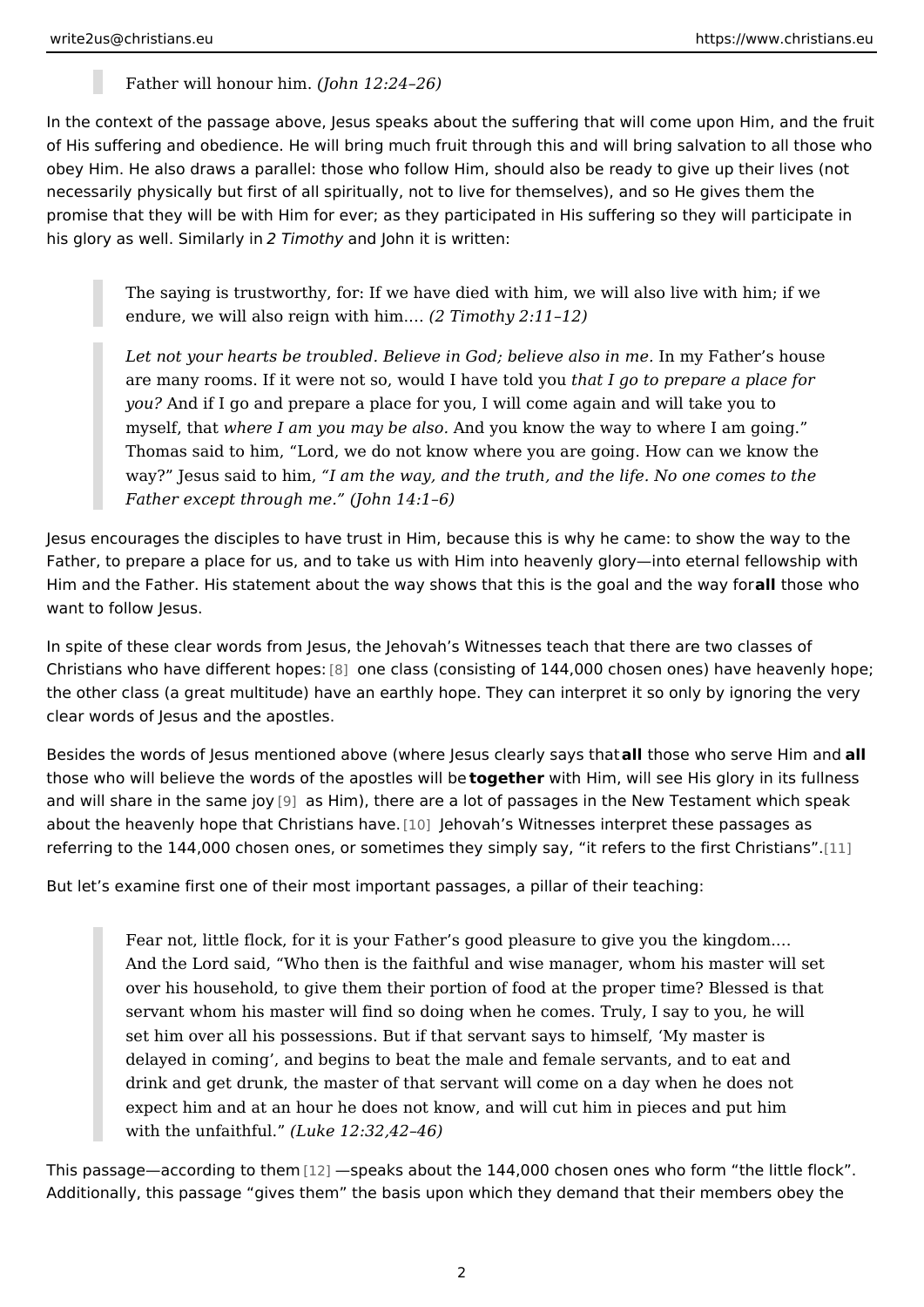> Father will honour him. *(John 12:24–26)*

In the context of the passage above, Jesus speaks about the suffering that will come upon Him, and the fruit of His suffering and obedience. He will bring much fruit through this and will bring salvation to all those who obey Him. He also draws a parallel: those who follow Him, should also be ready to give up their lives (not necessarily physically but first of all spiritually, not to live for themselves), and so He gives them the promise that they will be with Him for ever; as they participated in His suffering so they will participate in his glory as well. Similarly in *2 Timothy* and John it is written:

> The saying is trustworthy, for: If we have died with him, we will also live with him; if we endure, we will also reign with him.… *(2 Timothy 2:11–12)*

> *Let not your hearts be troubled. Believe in God; believe also in me.* In my Father's house are many rooms. If it were not so, would I have told you *that I go to prepare a place for you?* And if I go and prepare a place for you, I will come again and will take you to myself, that *where I am you may be also.* And you know the way to where I am going." Thomas said to him, "Lord, we do not know where you are going. How can we know the way?" Jesus said to him, *"I am the way, and the truth, and the life. No one comes to the Father except through me." (John 14:1–6)*

Jesus encourages the disciples to have trust in Him, because this is why he came: to show the way to the Father, to prepare a place for us, and to take us with Him into heavenly glory—into eternal fellowship with Him and the Father. His statement about the way shows that this is the goal and the way for **all** those who want to follow Jesus.

In spite of these clear words from Jesus, the Jehovah's Witnesses teach that there are two classes of Christians who have different hopes:[8] one class (consisting of 144,000 chosen ones) have heavenly hope; the other class (a great multitude) have an earthly hope. They can interpret it so only by ignoring the very clear words of Jesus and the apostles.

Besides the words of Jesus mentioned above (where Jesus clearly says that **all** those who serve Him and **all** those who will believe the words of the apostles will be **together** with Him, will see His glory in its fullness and will share in the same joy[9] as Him), there are a lot of passages in the New Testament which speak about the heavenly hope that Christians have.[10] Jehovah's Witnesses interpret these passages as referring to the 144,000 chosen ones, or sometimes they simply say, "it refers to the first Christians".[11]

But let's examine first one of their most important passages, a pillar of their teaching:

> Fear not, little flock, for it is your Father's good pleasure to give you the kingdom.… And the Lord said, "Who then is the faithful and wise manager, whom his master will set over his household, to give them their portion of food at the proper time? Blessed is that servant whom his master will find so doing when he comes. Truly, I say to you, he will set him over all his possessions. But if that servant says to himself, 'My master is delayed in coming', and begins to beat the male and female servants, and to eat and drink and get drunk, the master of that servant will come on a day when he does not expect him and at an hour he does not know, and will cut him in pieces and put him with the unfaithful." *(Luke 12:32,42–46)*

This passage—according to them[12]—speaks about the 144,000 chosen ones who form "the little flock". Additionally, this passage "gives them" the basis upon which they demand that their members obey the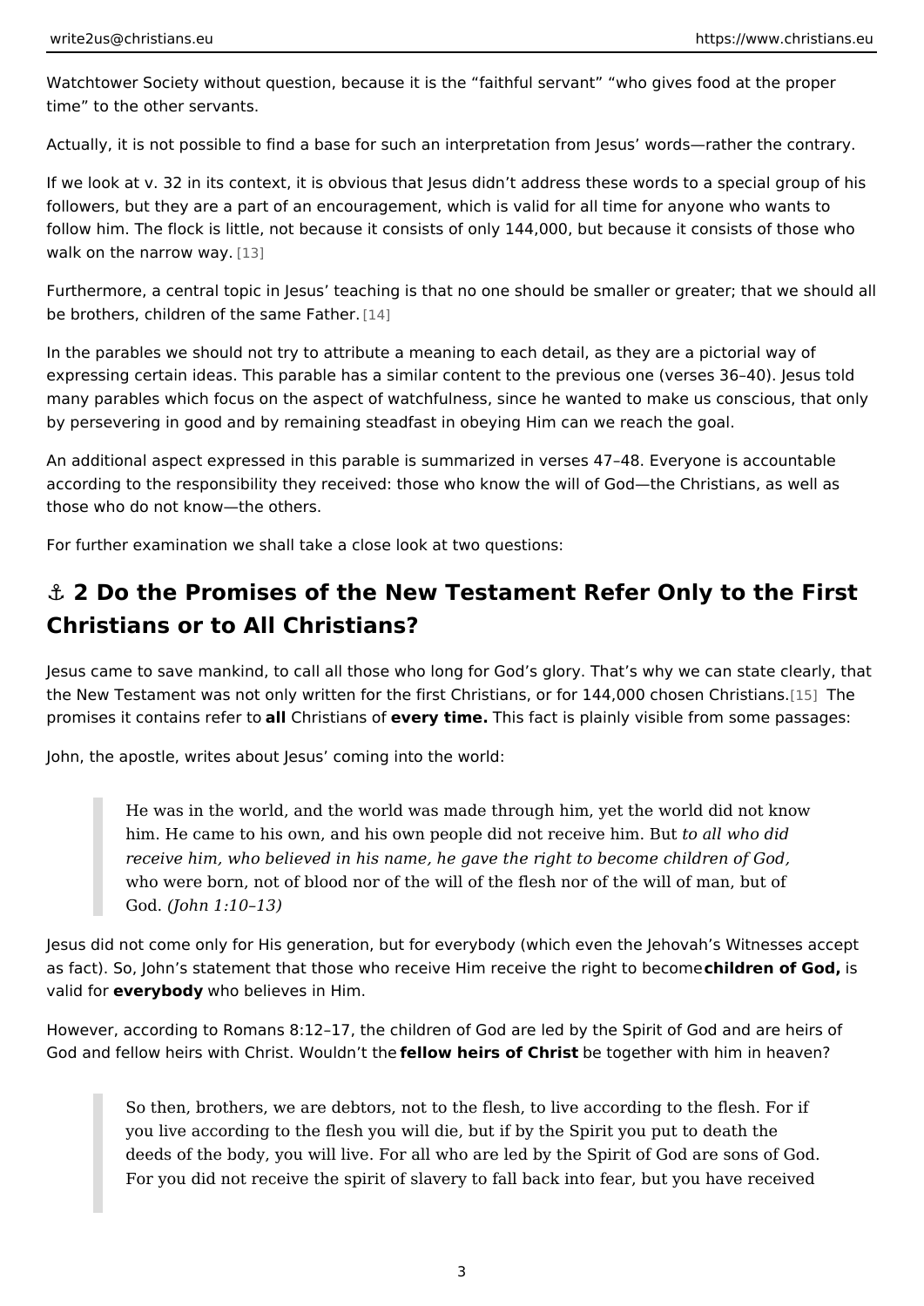Watchtower Society without question, because it is the “faithful servant” “who gives food at the proper time” to the other servants.

Actually, it is not possible to find a base for such an interpretation from Jesus’ words—rather the contrary.

If we look at v. 32 in its context, it is obvious that Jesus didn’t address these words to a special group of his followers, but they are a part of an encouragement, which is valid for all time for anyone who wants to follow him. The flock is little, not because it consists of only 144,000, but because it consists of those who walk on the narrow way. [13]

Furthermore, a central topic in Jesus’ teaching is that no one should be smaller or greater; that we should all be brothers, children of the same Father. [14]

In the parables we should not try to attribute a meaning to each detail, as they are a pictorial way of expressing certain ideas. This parable has a similar content to the previous one (verses 36–40). Jesus told many parables which focus on the aspect of watchfulness, since he wanted to make us conscious, that only by persevering in good and by remaining steadfast in obeying Him can we reach the goal.

An additional aspect expressed in this parable is summarized in verses 47–48. Everyone is accountable according to the responsibility they received: those who know the will of God—the Christians, as well as those who do not know—the others.

For further examination we shall take a close look at two questions:

## ⚓ 2 Do the Promises of the New Testament Refer Only to the First Christians or to All Christians?

Jesus came to save mankind, to call all those who long for God’s glory. That’s why we can state clearly, that the New Testament was not only written for the first Christians, or for 144,000 chosen Christians. [15] The promises it contains refer to **all** Christians of **every time.** This fact is plainly visible from some passages:

John, the apostle, writes about Jesus’ coming into the world:

> He was in the world, and the world was made through him, yet the world did not know him. He came to his own, and his own people did not receive him. But *to all who did receive him, who believed in his name, he gave the right to become children of God,* who were born, not of blood nor of the will of the flesh nor of the will of man, but of God. *(John 1:10–13)*

Jesus did not come only for His generation, but for everybody (which even the Jehovah’s Witnesses accept as fact). So, John’s statement that those who receive Him receive the right to become **children of God,** is valid for **everybody** who believes in Him.

However, according to Romans 8:12–17, the children of God are led by the Spirit of God and are heirs of God and fellow heirs with Christ. Wouldn’t the **fellow heirs of Christ** be together with him in heaven?

> So then, brothers, we are debtors, not to the flesh, to live according to the flesh. For if you live according to the flesh you will die, but if by the Spirit you put to death the deeds of the body, you will live. For all who are led by the Spirit of God are sons of God. For you did not receive the spirit of slavery to fall back into fear, but you have received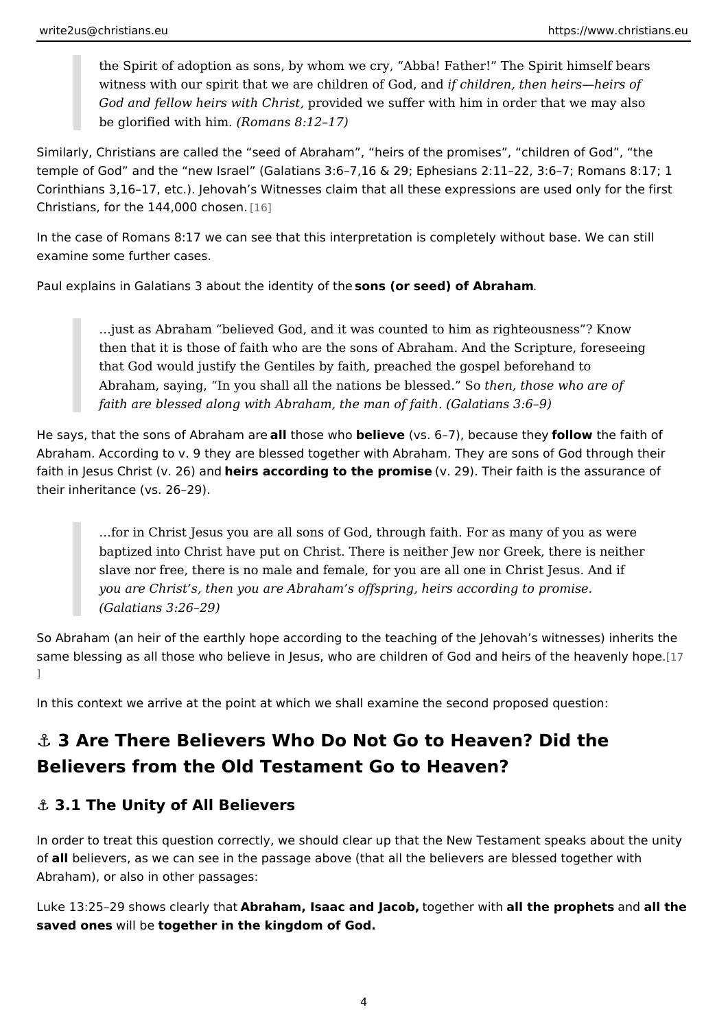> the Spirit of adoption as sons, by whom we cry, "Abba! Father!" The Spirit himself bears witness with our spirit that we are children of God, and *if children, then heirs—heirs of God and fellow heirs with Christ,* provided we suffer with him in order that we may also be glorified with him. *(Romans 8:12–17)*

Similarly, Christians are called the "seed of Abraham", "heirs of the promises", "children of God", "the temple of God" and the "new Israel" (Galatians 3:6–7,16 & 29; Ephesians 2:11–22, 3:6–7; Romans 8:17; 1 Corinthians 3,16–17, etc.). Jehovah's Witnesses claim that all these expressions are used only for the first Christians, for the 144,000 chosen.[16]

In the case of Romans 8:17 we can see that this interpretation is completely without base. We can still examine some further cases.

Paul explains in Galatians 3 about the identity of the **sons (or seed) of Abraham**.

> …just as Abraham "believed God, and it was counted to him as righteousness"? Know then that it is those of faith who are the sons of Abraham. And the Scripture, foreseeing that God would justify the Gentiles by faith, preached the gospel beforehand to Abraham, saying, "In you shall all the nations be blessed." So *then, those who are of faith are blessed along with Abraham, the man of faith*. *(Galatians 3:6–9)*

He says, that the sons of Abraham are **all** those who **believe** (vs. 6–7), because they **follow** the faith of Abraham. According to v. 9 they are blessed together with Abraham. They are sons of God through their faith in Jesus Christ (v. 26) and **heirs according to the promise** (v. 29). Their faith is the assurance of their inheritance (vs. 26–29).

> …for in Christ Jesus you are all sons of God, through faith. For as many of you as were baptized into Christ have put on Christ. There is neither Jew nor Greek, there is neither slave nor free, there is no male and female, for you are all one in Christ Jesus. And if *you are Christ's, then you are Abraham's offspring, heirs according to promise.* *(Galatians 3:26–29)*

So Abraham (an heir of the earthly hope according to the teaching of the Jehovah's witnesses) inherits the same blessing as all those who believe in Jesus, who are children of God and heirs of the heavenly hope.[17]

In this context we arrive at the point at which we shall examine the second proposed question:

## ⚓ 3 Are There Believers Who Do Not Go to Heaven? Did the Believers from the Old Testament Go to Heaven?

### ⚓ 3.1 The Unity of All Believers

In order to treat this question correctly, we should clear up that the New Testament speaks about the unity of **all** believers, as we can see in the passage above (that all the believers are blessed together with Abraham), or also in other passages:

Luke 13:25–29 shows clearly that **Abraham, Isaac and Jacob,** together with **all the prophets** and **all the saved ones** will be **together in the kingdom of God.**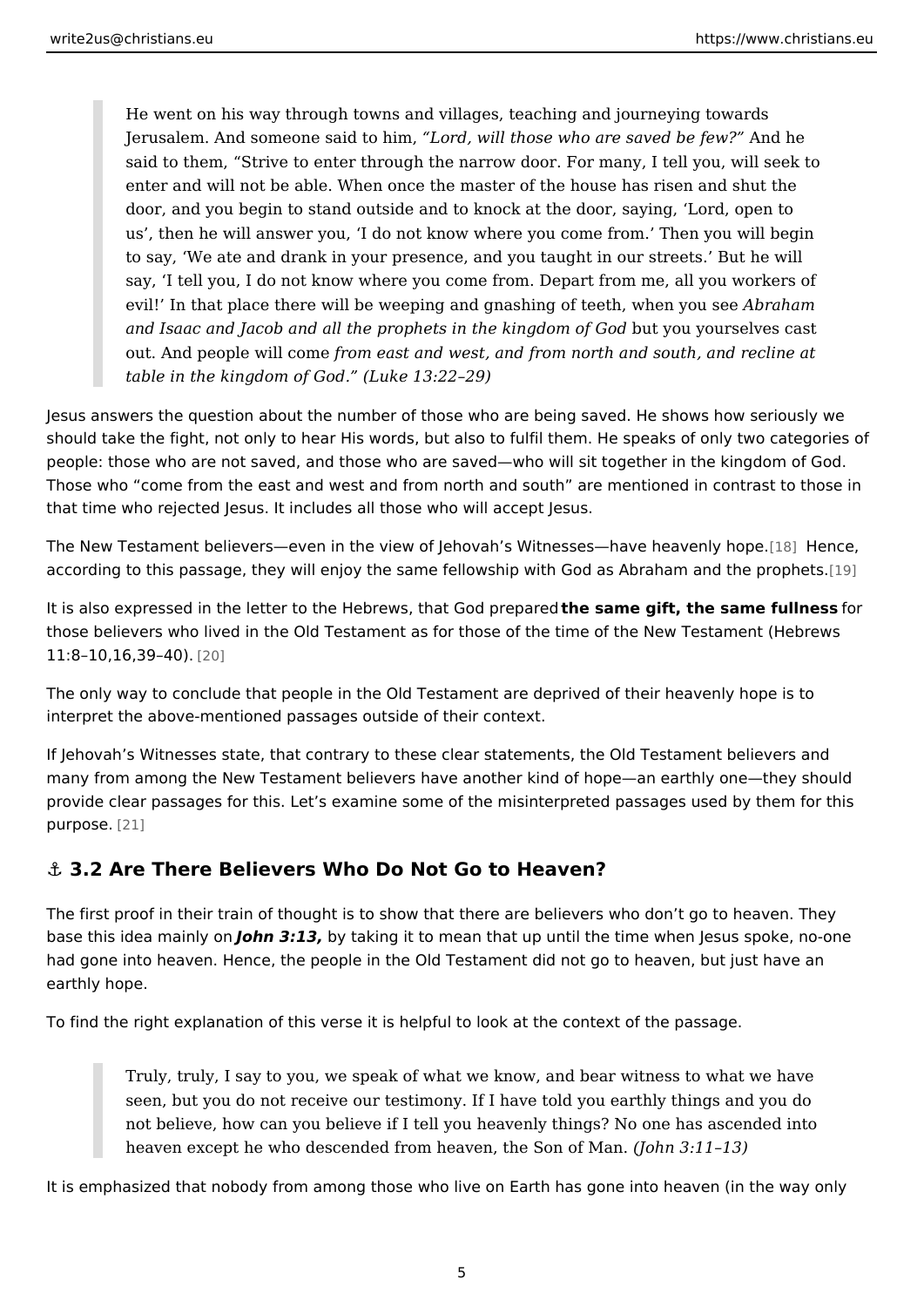> He went on his way through towns and villages, teaching and journeying towards Jerusalem. And someone said to him, *"Lord, will those who are saved be few?"* And he said to them, "Strive to enter through the narrow door. For many, I tell you, will seek to enter and will not be able. When once the master of the house has risen and shut the door, and you begin to stand outside and to knock at the door, saying, 'Lord, open to us', then he will answer you, 'I do not know where you come from.' Then you will begin to say, 'We ate and drank in your presence, and you taught in our streets.' But he will say, 'I tell you, I do not know where you come from. Depart from me, all you workers of evil!' In that place there will be weeping and gnashing of teeth, when you see *Abraham and Isaac and Jacob and all the prophets in the kingdom of God* but you yourselves cast out. And people will come *from east and west, and from north and south, and recline at table in the kingdom of God." (Luke 13:22–29)*

Jesus answers the question about the number of those who are being saved. He shows how seriously we should take the fight, not only to hear His words, but also to fulfil them. He speaks of only two categories of people: those who are not saved, and those who are saved—who will sit together in the kingdom of God. Those who "come from the east and west and from north and south" are mentioned in contrast to those in that time who rejected Jesus. It includes all those who will accept Jesus.

The New Testament believers—even in the view of Jehovah's Witnesses—have heavenly hope.[18] Hence, according to this passage, they will enjoy the same fellowship with God as Abraham and the prophets.[19]

It is also expressed in the letter to the Hebrews, that God prepared **the same gift, the same fullness** for those believers who lived in the Old Testament as for those of the time of the New Testament (Hebrews 11:8–10,16,39–40).[20]

The only way to conclude that people in the Old Testament are deprived of their heavenly hope is to interpret the above-mentioned passages outside of their context.

If Jehovah's Witnesses state, that contrary to these clear statements, the Old Testament believers and many from among the New Testament believers have another kind of hope—an earthly one—they should provide clear passages for this. Let's examine some of the misinterpreted passages used by them for this purpose.[21]

## ⚓ 3.2 Are There Believers Who Do Not Go to Heaven?

The first proof in their train of thought is to show that there are believers who don't go to heaven. They base this idea mainly on ***John 3:13,*** by taking it to mean that up until the time when Jesus spoke, no-one had gone into heaven. Hence, the people in the Old Testament did not go to heaven, but just have an earthly hope.

To find the right explanation of this verse it is helpful to look at the context of the passage.

> Truly, truly, I say to you, we speak of what we know, and bear witness to what we have seen, but you do not receive our testimony. If I have told you earthly things and you do not believe, how can you believe if I tell you heavenly things? No one has ascended into heaven except he who descended from heaven, the Son of Man. *(John 3:11–13)*

It is emphasized that nobody from among those who live on Earth has gone into heaven (in the way only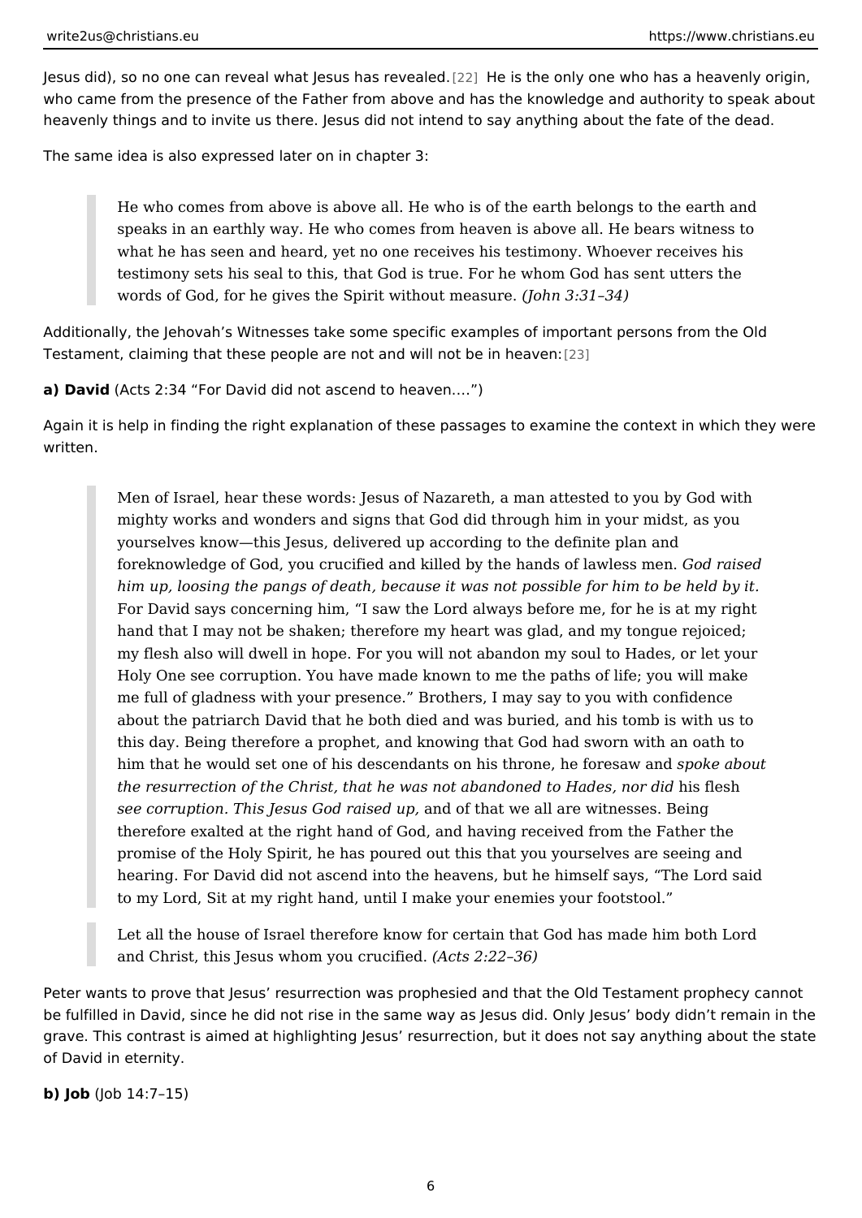Jesus did), so no one can reveal what Jesus has revealed.[22] He is the only one who has a heavenly origin, who came from the presence of the Father from above and has the knowledge and authority to speak about heavenly things and to invite us there. Jesus did not intend to say anything about the fate of the dead.

The same idea is also expressed later on in chapter 3:

> He who comes from above is above all. He who is of the earth belongs to the earth and speaks in an earthly way. He who comes from heaven is above all. He bears witness to what he has seen and heard, yet no one receives his testimony. Whoever receives his testimony sets his seal to this, that God is true. For he whom God has sent utters the words of God, for he gives the Spirit without measure. *(John 3:31–34)*

Additionally, the Jehovah's Witnesses take some specific examples of important persons from the Old Testament, claiming that these people are not and will not be in heaven:[23]

**a) David** (Acts 2:34 "For David did not ascend to heaven….")

Again it is help in finding the right explanation of these passages to examine the context in which they were written.

> Men of Israel, hear these words: Jesus of Nazareth, a man attested to you by God with mighty works and wonders and signs that God did through him in your midst, as you yourselves know—this Jesus, delivered up according to the definite plan and foreknowledge of God, you crucified and killed by the hands of lawless men. *God raised him up, loosing the pangs of death, because it was not possible for him to be held by it.* For David says concerning him, "I saw the Lord always before me, for he is at my right hand that I may not be shaken; therefore my heart was glad, and my tongue rejoiced; my flesh also will dwell in hope. For you will not abandon my soul to Hades, or let your Holy One see corruption. You have made known to me the paths of life; you will make me full of gladness with your presence." Brothers, I may say to you with confidence about the patriarch David that he both died and was buried, and his tomb is with us to this day. Being therefore a prophet, and knowing that God had sworn with an oath to him that he would set one of his descendants on his throne, he foresaw and *spoke about the resurrection of the Christ, that he was not abandoned to Hades, nor did* his flesh *see corruption. This Jesus God raised up,* and of that we all are witnesses. Being therefore exalted at the right hand of God, and having received from the Father the promise of the Holy Spirit, he has poured out this that you yourselves are seeing and hearing. For David did not ascend into the heavens, but he himself says, "The Lord said to my Lord, Sit at my right hand, until I make your enemies your footstool."

> Let all the house of Israel therefore know for certain that God has made him both Lord and Christ, this Jesus whom you crucified. *(Acts 2:22–36)*

Peter wants to prove that Jesus' resurrection was prophesied and that the Old Testament prophecy cannot be fulfilled in David, since he did not rise in the same way as Jesus did. Only Jesus' body didn't remain in the grave. This contrast is aimed at highlighting Jesus' resurrection, but it does not say anything about the state of David in eternity.

**b) Job** (Job 14:7–15)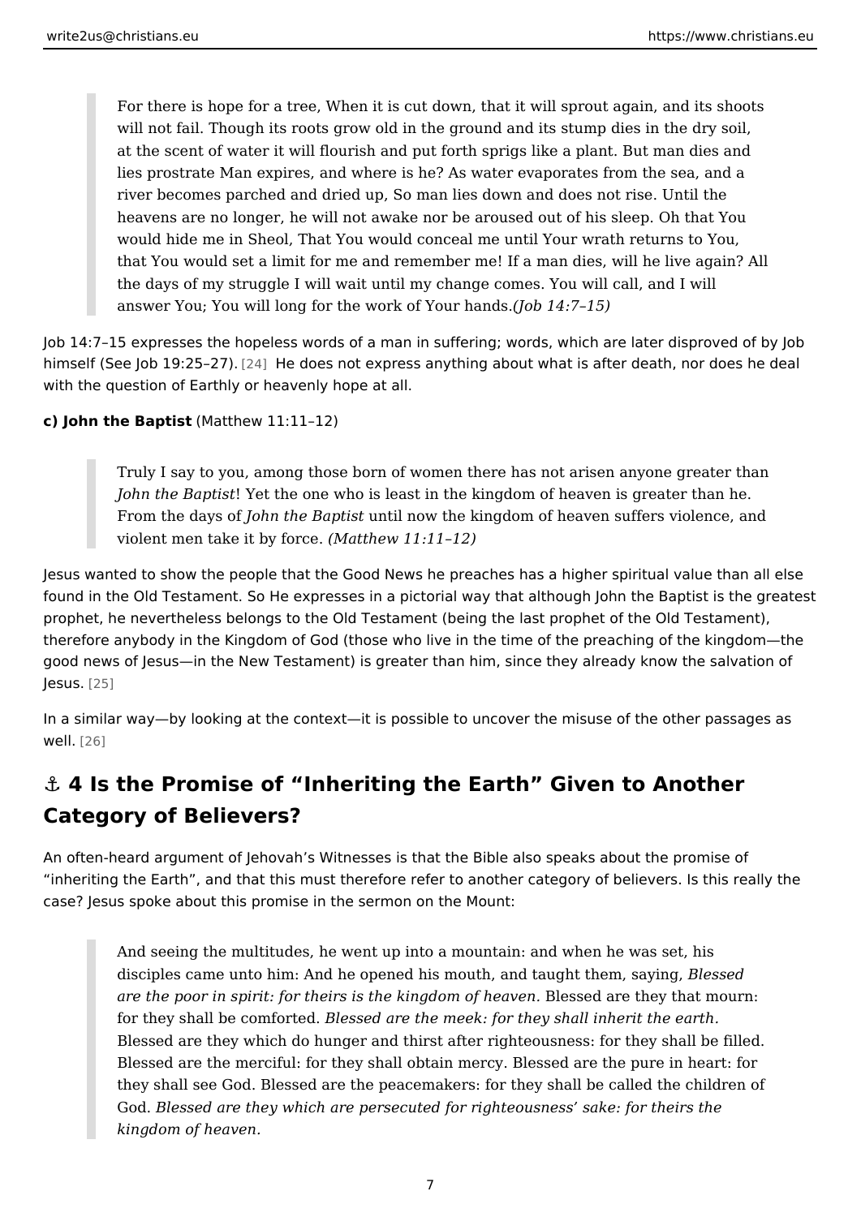> For there is hope for a tree, When it is cut down, that it will sprout again, and its shoots will not fail. Though its roots grow old in the ground and its stump dies in the dry soil, at the scent of water it will flourish and put forth sprigs like a plant. But man dies and lies prostrate Man expires, and where is he? As water evaporates from the sea, and a river becomes parched and dried up, So man lies down and does not rise. Until the heavens are no longer, he will not awake nor be aroused out of his sleep. Oh that You would hide me in Sheol, That You would conceal me until Your wrath returns to You, that You would set a limit for me and remember me! If a man dies, will he live again? All the days of my struggle I will wait until my change comes. You will call, and I will answer You; You will long for the work of Your hands. *(Job 14:7–15)*

Job 14:7–15 expresses the hopeless words of a man in suffering; words, which are later disproved of by Job himself (See Job 19:25–27). [24] He does not express anything about what is after death, nor does he deal with the question of Earthly or heavenly hope at all.

**c) John the Baptist** (Matthew 11:11–12)

> Truly I say to you, among those born of women there has not arisen anyone greater than *John the Baptist*! Yet the one who is least in the kingdom of heaven is greater than he. From the days of *John the Baptist* until now the kingdom of heaven suffers violence, and violent men take it by force. *(Matthew 11:11–12)*

Jesus wanted to show the people that the Good News he preaches has a higher spiritual value than all else found in the Old Testament. So He expresses in a pictorial way that although John the Baptist is the greatest prophet, he nevertheless belongs to the Old Testament (being the last prophet of the Old Testament), therefore anybody in the Kingdom of God (those who live in the time of the preaching of the kingdom—the good news of Jesus—in the New Testament) is greater than him, since they already know the salvation of Jesus. [25]

In a similar way—by looking at the context—it is possible to uncover the misuse of the other passages as well. [26]

## ⚓ 4 Is the Promise of "Inheriting the Earth" Given to Another Category of Believers?

An often-heard argument of Jehovah's Witnesses is that the Bible also speaks about the promise of "inheriting the Earth", and that this must therefore refer to another category of believers. Is this really the case? Jesus spoke about this promise in the sermon on the Mount:

> And seeing the multitudes, he went up into a mountain: and when he was set, his disciples came unto him: And he opened his mouth, and taught them, saying, *Blessed are the poor in spirit: for theirs is the kingdom of heaven.* Blessed are they that mourn: for they shall be comforted. *Blessed are the meek: for they shall inherit the earth.* Blessed are they which do hunger and thirst after righteousness: for they shall be filled. Blessed are the merciful: for they shall obtain mercy. Blessed are the pure in heart: for they shall see God. Blessed are the peacemakers: for they shall be called the children of God. *Blessed are they which are persecuted for righteousness' sake: for theirs the kingdom of heaven.*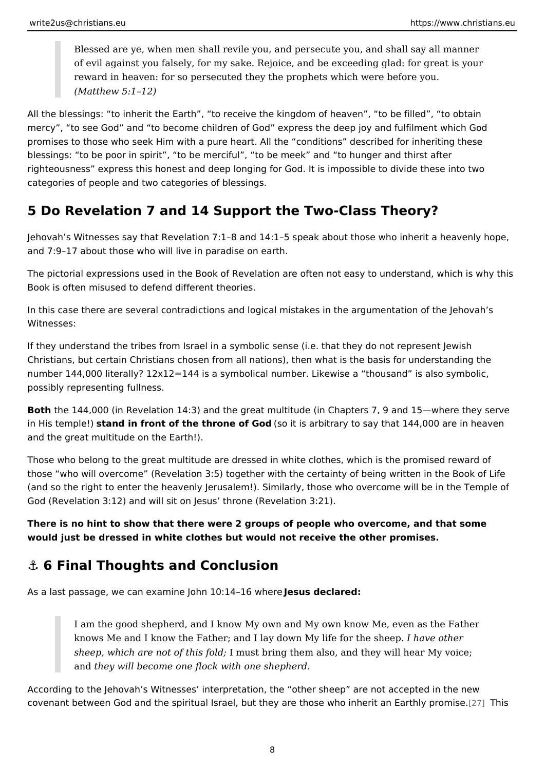> Blessed are ye, when men shall revile you, and persecute you, and shall say all manner of evil against you falsely, for my sake. Rejoice, and be exceeding glad: for great is your reward in heaven: for so persecuted they the prophets which were before you.
> *(Matthew 5:1–12)*

All the blessings: "to inherit the Earth", "to receive the kingdom of heaven", "to be filled", "to obtain mercy", "to see God" and "to become children of God" express the deep joy and fulfilment which God promises to those who seek Him with a pure heart. All the "conditions" described for inheriting these blessings: "to be poor in spirit", "to be merciful", "to be meek" and "to hunger and thirst after righteousness" express this honest and deep longing for God. It is impossible to divide these into two categories of people and two categories of blessings.

## 5 Do Revelation 7 and 14 Support the Two-Class Theory?

Jehovah's Witnesses say that Revelation 7:1–8 and 14:1–5 speak about those who inherit a heavenly hope, and 7:9–17 about those who will live in paradise on earth.

The pictorial expressions used in the Book of Revelation are often not easy to understand, which is why this Book is often misused to defend different theories.

In this case there are several contradictions and logical mistakes in the argumentation of the Jehovah's Witnesses:

If they understand the tribes from Israel in a symbolic sense (i.e. that they do not represent Jewish Christians, but certain Christians chosen from all nations), then what is the basis for understanding the number 144,000 literally? 12x12=144 is a symbolical number. Likewise a "thousand" is also symbolic, possibly representing fullness.

**Both** the 144,000 (in Revelation 14:3) and the great multitude (in Chapters 7, 9 and 15—where they serve in His temple!) **stand in front of the throne of God** (so it is arbitrary to say that 144,000 are in heaven and the great multitude on the Earth!).

Those who belong to the great multitude are dressed in white clothes, which is the promised reward of those "who will overcome" (Revelation 3:5) together with the certainty of being written in the Book of Life (and so the right to enter the heavenly Jerusalem!). Similarly, those who overcome will be in the Temple of God (Revelation 3:12) and will sit on Jesus' throne (Revelation 3:21).

**There is no hint to show that there were 2 groups of people who overcome, and that some would just be dressed in white clothes but would not receive the other promises.**

## ⚓ 6 Final Thoughts and Conclusion

As a last passage, we can examine John 10:14–16 where **Jesus declared:**

> I am the good shepherd, and I know My own and My own know Me, even as the Father knows Me and I know the Father; and I lay down My life for the sheep. *I have other sheep, which are not of this fold;* I must bring them also, and they will hear My voice; and *they will become one flock with one shepherd.*

According to the Jehovah's Witnesses' interpretation, the "other sheep" are not accepted in the new covenant between God and the spiritual Israel, but they are those who inherit an Earthly promise.[27] This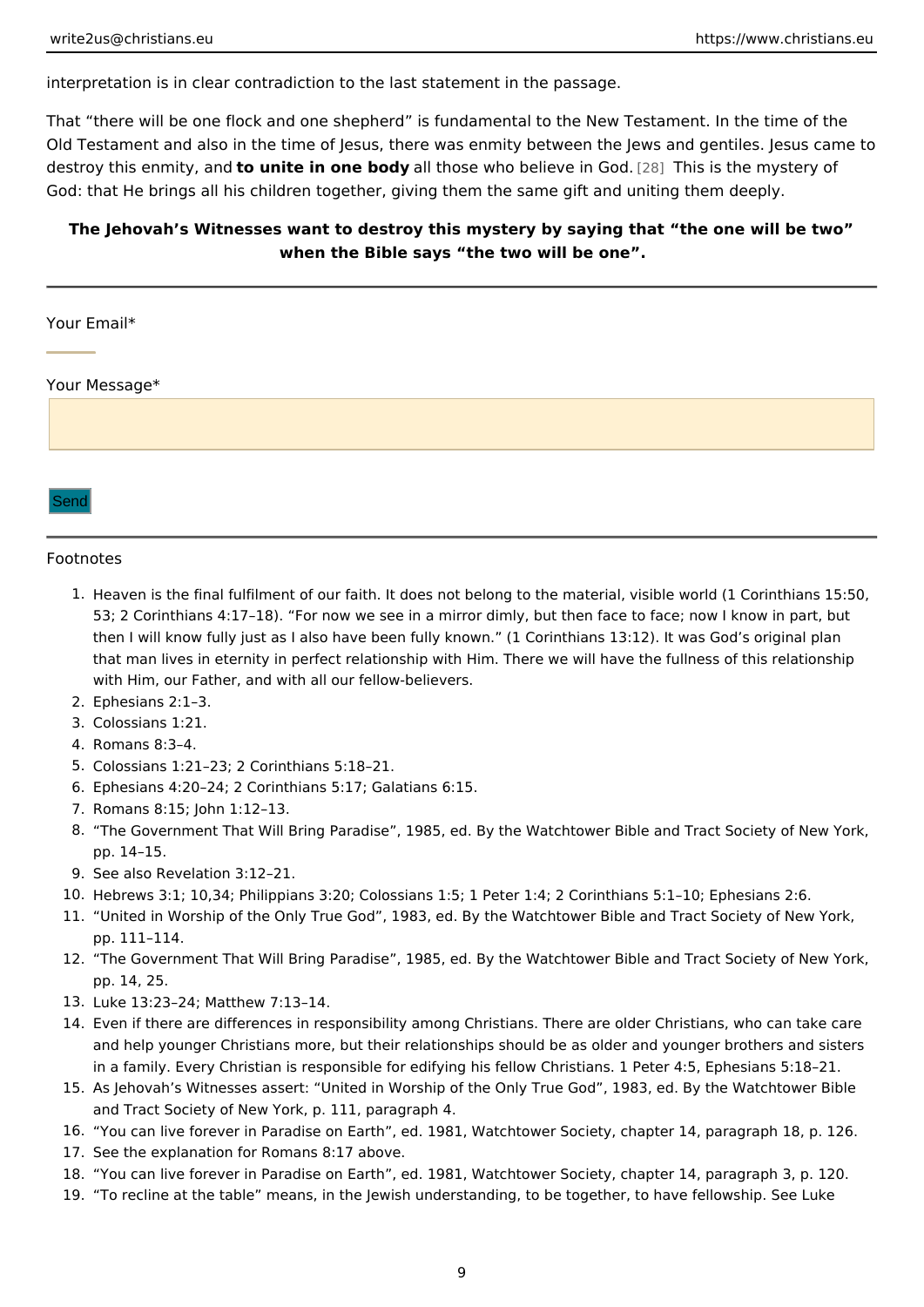interpretation is in clear contradiction to the last statement in the passage.

That “there will be one flock and one shepherd” is fundamental to the New Testament. In the time of the Old Testament and also in the time of Jesus, there was enmity between the Jews and gentiles. Jesus came to destroy this enmity, and **to unite in one body** all those who believe in God. [28] This is the mystery of God: that He brings all his children together, giving them the same gift and uniting them deeply.

**The Jehovah’s Witnesses want to destroy this mystery by saying that “the one will be two” when the Bible says “the two will be one”.**

---

Your Email*

Your Message*

Send

---

Footnotes

1. Heaven is the final fulfilment of our faith. It does not belong to the material, visible world (1 Corinthians 15:50, 53; 2 Corinthians 4:17–18). “For now we see in a mirror dimly, but then face to face; now I know in part, but then I will know fully just as I also have been fully known.” (1 Corinthians 13:12). It was God’s original plan that man lives in eternity in perfect relationship with Him. There we will have the fullness of this relationship with Him, our Father, and with all our fellow-believers.
2. Ephesians 2:1–3.
3. Colossians 1:21.
4. Romans 8:3–4.
5. Colossians 1:21–23; 2 Corinthians 5:18–21.
6. Ephesians 4:20–24; 2 Corinthians 5:17; Galatians 6:15.
7. Romans 8:15; John 1:12–13.
8. “The Government That Will Bring Paradise”, 1985, ed. By the Watchtower Bible and Tract Society of New York, pp. 14–15.
9. See also Revelation 3:12–21.
10. Hebrews 3:1; 10,34; Philippians 3:20; Colossians 1:5; 1 Peter 1:4; 2 Corinthians 5:1–10; Ephesians 2:6.
11. “United in Worship of the Only True God”, 1983, ed. By the Watchtower Bible and Tract Society of New York, pp. 111–114.
12. “The Government That Will Bring Paradise”, 1985, ed. By the Watchtower Bible and Tract Society of New York, pp. 14, 25.
13. Luke 13:23–24; Matthew 7:13–14.
14. Even if there are differences in responsibility among Christians. There are older Christians, who can take care and help younger Christians more, but their relationships should be as older and younger brothers and sisters in a family. Every Christian is responsible for edifying his fellow Christians. 1 Peter 4:5, Ephesians 5:18–21.
15. As Jehovah’s Witnesses assert: “United in Worship of the Only True God”, 1983, ed. By the Watchtower Bible and Tract Society of New York, p. 111, paragraph 4.
16. “You can live forever in Paradise on Earth”, ed. 1981, Watchtower Society, chapter 14, paragraph 18, p. 126.
17. See the explanation for Romans 8:17 above.
18. “You can live forever in Paradise on Earth”, ed. 1981, Watchtower Society, chapter 14, paragraph 3, p. 120.
19. “To recline at the table” means, in the Jewish understanding, to be together, to have fellowship. See Luke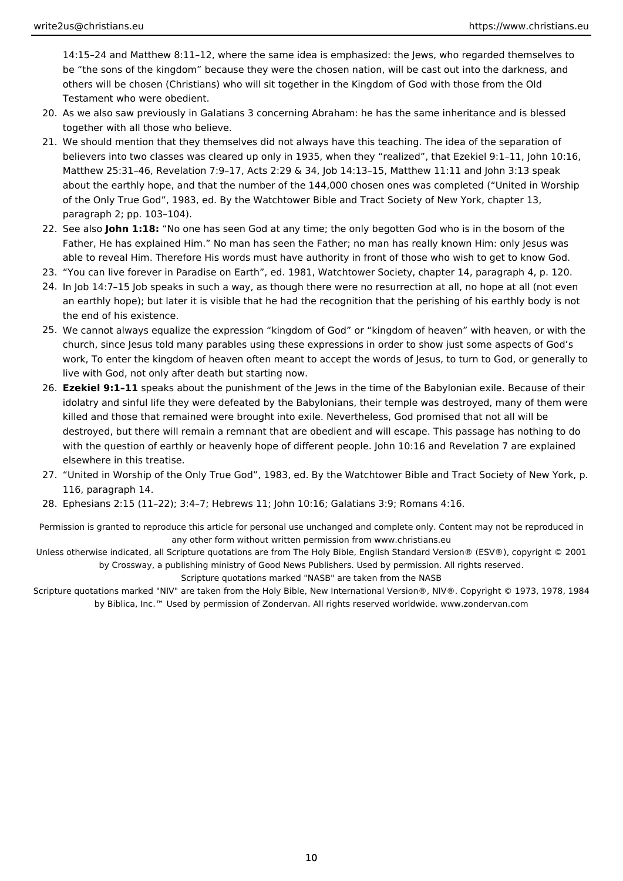14:15–24 and Matthew 8:11–12, where the same idea is emphasized: the Jews, who regarded themselves to be “the sons of the kingdom” because they were the chosen nation, will be cast out into the darkness, and others will be chosen (Christians) who will sit together in the Kingdom of God with those from the Old Testament who were obedient.

20. As we also saw previously in Galatians 3 concerning Abraham: he has the same inheritance and is blessed together with all those who believe.
21. We should mention that they themselves did not always have this teaching. The idea of the separation of believers into two classes was cleared up only in 1935, when they “realized”, that Ezekiel 9:1–11, John 10:16, Matthew 25:31–46, Revelation 7:9–17, Acts 2:29 & 34, Job 14:13–15, Matthew 11:11 and John 3:13 speak about the earthly hope, and that the number of the 144,000 chosen ones was completed (“United in Worship of the Only True God”, 1983, ed. By the Watchtower Bible and Tract Society of New York, chapter 13, paragraph 2; pp. 103–104).
22. See also **John 1:18:** “No one has seen God at any time; the only begotten God who is in the bosom of the Father, He has explained Him.” No man has seen the Father; no man has really known Him: only Jesus was able to reveal Him. Therefore His words must have authority in front of those who wish to get to know God.
23. “You can live forever in Paradise on Earth”, ed. 1981, Watchtower Society, chapter 14, paragraph 4, p. 120.
24. In Job 14:7–15 Job speaks in such a way, as though there were no resurrection at all, no hope at all (not even an earthly hope); but later it is visible that he had the recognition that the perishing of his earthly body is not the end of his existence.
25. We cannot always equalize the expression “kingdom of God” or “kingdom of heaven” with heaven, or with the church, since Jesus told many parables using these expressions in order to show just some aspects of God’s work, To enter the kingdom of heaven often meant to accept the words of Jesus, to turn to God, or generally to live with God, not only after death but starting now.
26. **Ezekiel 9:1–11** speaks about the punishment of the Jews in the time of the Babylonian exile. Because of their idolatry and sinful life they were defeated by the Babylonians, their temple was destroyed, many of them were killed and those that remained were brought into exile. Nevertheless, God promised that not all will be destroyed, but there will remain a remnant that are obedient and will escape. This passage has nothing to do with the question of earthly or heavenly hope of different people. John 10:16 and Revelation 7 are explained elsewhere in this treatise.
27. “United in Worship of the Only True God”, 1983, ed. By the Watchtower Bible and Tract Society of New York, p. 116, paragraph 14.
28. Ephesians 2:15 (11–22); 3:4–7; Hebrews 11; John 10:16; Galatians 3:9; Romans 4:16.

Permission is granted to reproduce this article for personal use unchanged and complete only. Content may not be reproduced in any other form without written permission from www.christians.eu

Unless otherwise indicated, all Scripture quotations are from The Holy Bible, English Standard Version® (ESV®), copyright © 2001 by Crossway, a publishing ministry of Good News Publishers. Used by permission. All rights reserved.

Scripture quotations marked "NASB" are taken from the NASB

Scripture quotations marked "NIV" are taken from the Holy Bible, New International Version®, NIV®. Copyright © 1973, 1978, 1984 by Biblica, Inc.™ Used by permission of Zondervan. All rights reserved worldwide. www.zondervan.com